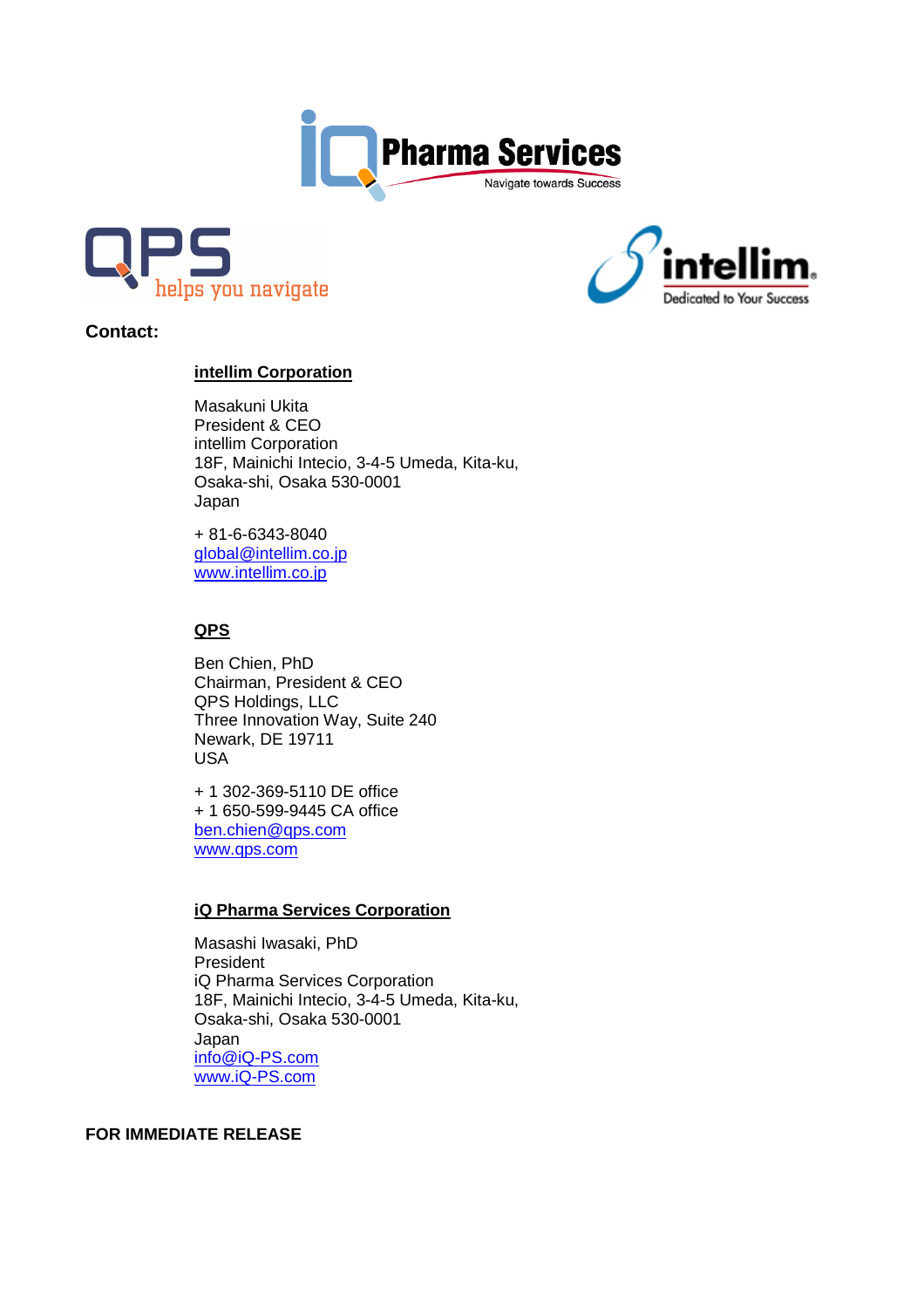**Contact:**

**intellim Corporation**

Masakuni Ukita
President & CEO
intellim Corporation
18F, Mainichi Intecio, 3-4-5 Umeda, Kita-ku,
Osaka-shi, Osaka 530-0001
Japan

+ 81-6-6343-8040
global@intellim.co.jp
www.intellim.co.jp

**QPS**

Ben Chien, PhD
Chairman, President & CEO
QPS Holdings, LLC
Three Innovation Way, Suite 240
Newark, DE 19711
USA

+ 1 302-369-5110 DE office
+ 1 650-599-9445 CA office
ben.chien@qps.com
www.qps.com

**iQ Pharma Services Corporation**

Masashi Iwasaki, PhD
President
iQ Pharma Services Corporation
18F, Mainichi Intecio, 3-4-5 Umeda, Kita-ku,
Osaka-shi, Osaka 530-0001
Japan
info@iQ-PS.com
www.iQ-PS.com

**FOR IMMEDIATE RELEASE**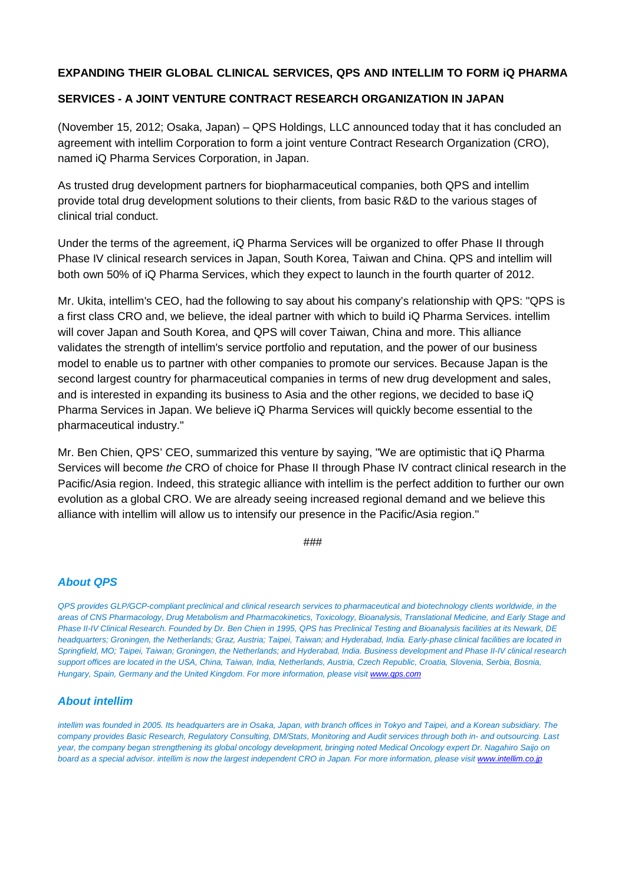**EXPANDING THEIR GLOBAL CLINICAL SERVICES, QPS AND INTELLIM TO FORM iQ PHARMA SERVICES - A JOINT VENTURE CONTRACT RESEARCH ORGANIZATION IN JAPAN**

(November 15, 2012; Osaka, Japan) – QPS Holdings, LLC announced today that it has concluded an agreement with intellim Corporation to form a joint venture Contract Research Organization (CRO), named iQ Pharma Services Corporation, in Japan.

As trusted drug development partners for biopharmaceutical companies, both QPS and intellim provide total drug development solutions to their clients, from basic R&D to the various stages of clinical trial conduct.

Under the terms of the agreement, iQ Pharma Services will be organized to offer Phase II through Phase IV clinical research services in Japan, South Korea, Taiwan and China. QPS and intellim will both own 50% of iQ Pharma Services, which they expect to launch in the fourth quarter of 2012.

Mr. Ukita, intellim's CEO, had the following to say about his company's relationship with QPS: "QPS is a first class CRO and, we believe, the ideal partner with which to build iQ Pharma Services. intellim will cover Japan and South Korea, and QPS will cover Taiwan, China and more. This alliance validates the strength of intellim's service portfolio and reputation, and the power of our business model to enable us to partner with other companies to promote our services. Because Japan is the second largest country for pharmaceutical companies in terms of new drug development and sales, and is interested in expanding its business to Asia and the other regions, we decided to base iQ Pharma Services in Japan. We believe iQ Pharma Services will quickly become essential to the pharmaceutical industry."

Mr. Ben Chien, QPS' CEO, summarized this venture by saying, "We are optimistic that iQ Pharma Services will become *the* CRO of choice for Phase II through Phase IV contract clinical research in the Pacific/Asia region. Indeed, this strategic alliance with intellim is the perfect addition to further our own evolution as a global CRO. We are already seeing increased regional demand and we believe this alliance with intellim will allow us to intensify our presence in the Pacific/Asia region."

###

### *About QPS*

*QPS provides GLP/GCP-compliant preclinical and clinical research services to pharmaceutical and biotechnology clients worldwide, in the areas of CNS Pharmacology, Drug Metabolism and Pharmacokinetics, Toxicology, Bioanalysis, Translational Medicine, and Early Stage and Phase II-IV Clinical Research. Founded by Dr. Ben Chien in 1995, QPS has Preclinical Testing and Bioanalysis facilities at its Newark, DE headquarters; Groningen, the Netherlands; Graz, Austria; Taipei, Taiwan; and Hyderabad, India. Early-phase clinical facilities are located in Springfield, MO; Taipei, Taiwan; Groningen, the Netherlands; and Hyderabad, India. Business development and Phase II-IV clinical research support offices are located in the USA, China, Taiwan, India, Netherlands, Austria, Czech Republic, Croatia, Slovenia, Serbia, Bosnia, Hungary, Spain, Germany and the United Kingdom. For more information, please visit www.qps.com*

### *About intellim*

*intellim was founded in 2005. Its headquarters are in Osaka, Japan, with branch offices in Tokyo and Taipei, and a Korean subsidiary. The company provides Basic Research, Regulatory Consulting, DM/Stats, Monitoring and Audit services through both in- and outsourcing. Last year, the company began strengthening its global oncology development, bringing noted Medical Oncology expert Dr. Nagahiro Saijo on board as a special advisor. intellim is now the largest independent CRO in Japan. For more information, please visit www.intellim.co.jp*